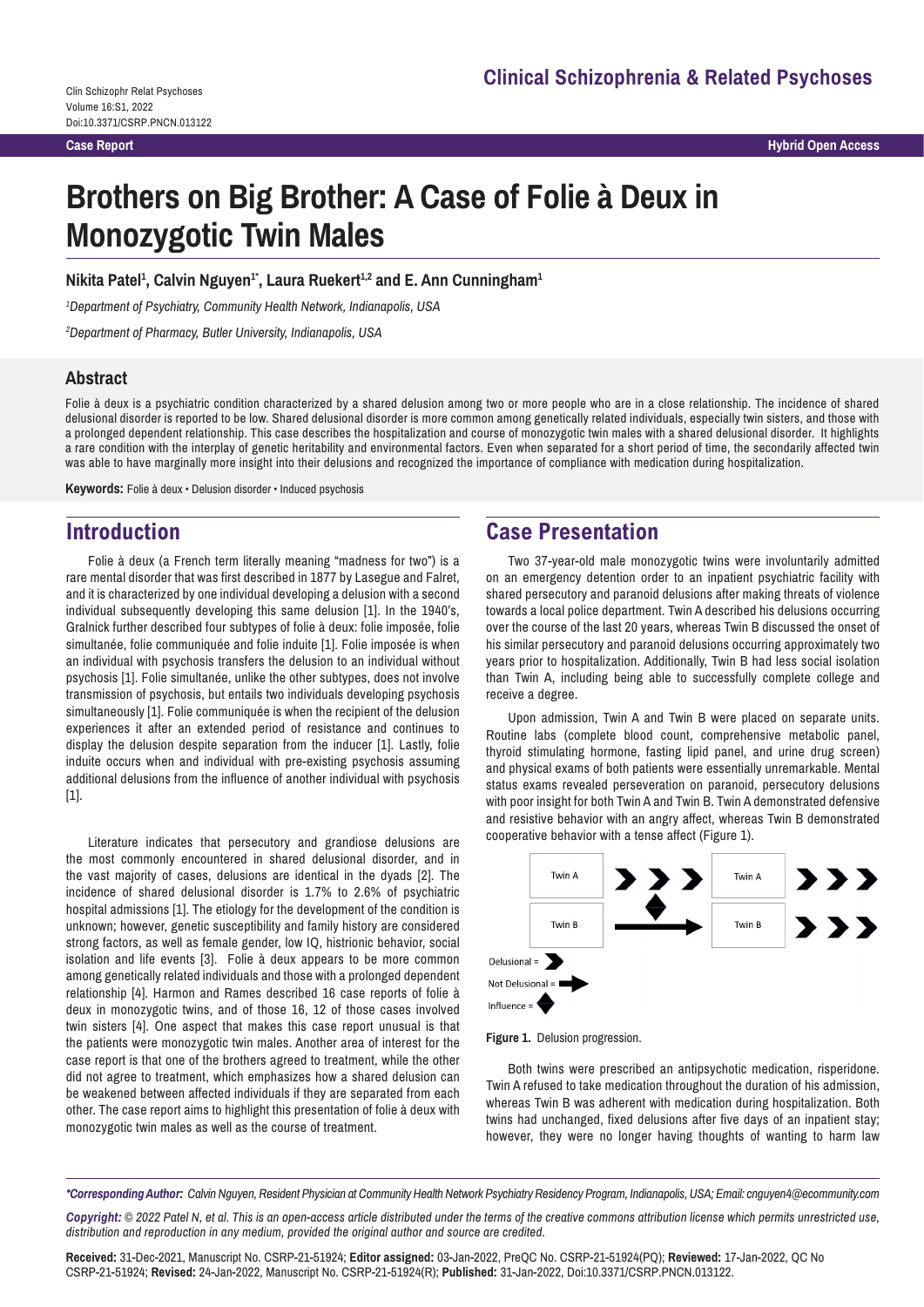**Case Report**

# Brothers on Big Brother: A Case of Folie à Deux in Monozygotic Twin Males

**Nikita Patel[1], Calvin Nguyen[1*], Laura Ruekert[1,2] and E. Ann Cunningham[1]**

*[1]Department of Psychiatry, Community Health Network, Indianapolis, USA*

*[2]Department of Pharmacy, Butler University, Indianapolis, USA*

## Abstract

Folie à deux is a psychiatric condition characterized by a shared delusion among two or more people who are in a close relationship. The incidence of shared delusional disorder is reported to be low. Shared delusional disorder is more common among genetically related individuals, especially twin sisters, and those with a prolonged dependent relationship. This case describes the hospitalization and course of monozygotic twin males with a shared delusional disorder. It highlights a rare condition with the interplay of genetic heritability and environmental factors. Even when separated for a short period of time, the secondarily affected twin was able to have marginally more insight into their delusions and recognized the importance of compliance with medication during hospitalization.

**Keywords:** Folie à deux • Delusion disorder • Induced psychosis

## Introduction

Folie à deux (a French term literally meaning "madness for two") is a rare mental disorder that was first described in 1877 by Lasegue and Falret, and it is characterized by one individual developing a delusion with a second individual subsequently developing this same delusion [1]. In the 1940's, Gralnick further described four subtypes of folie à deux: folie imposée, folie simultanée, folie communiquée and folie induite [1]. Folie imposée is when an individual with psychosis transfers the delusion to an individual without psychosis [1]. Folie simultanée, unlike the other subtypes, does not involve transmission of psychosis, but entails two individuals developing psychosis simultaneously [1]. Folie communiquée is when the recipient of the delusion experiences it after an extended period of resistance and continues to display the delusion despite separation from the inducer [1]. Lastly, folie induite occurs when and individual with pre-existing psychosis assuming additional delusions from the influence of another individual with psychosis [1].

Literature indicates that persecutory and grandiose delusions are the most commonly encountered in shared delusional disorder, and in the vast majority of cases, delusions are identical in the dyads [2]. The incidence of shared delusional disorder is 1.7% to 2.6% of psychiatric hospital admissions [1]. The etiology for the development of the condition is unknown; however, genetic susceptibility and family history are considered strong factors, as well as female gender, low IQ, histrionic behavior, social isolation and life events [3]. Folie à deux appears to be more common among genetically related individuals and those with a prolonged dependent relationship [4]. Harmon and Rames described 16 case reports of folie à deux in monozygotic twins, and of those 16, 12 of those cases involved twin sisters [4]. One aspect that makes this case report unusual is that the patients were monozygotic twin males. Another area of interest for the case report is that one of the brothers agreed to treatment, while the other did not agree to treatment, which emphasizes how a shared delusion can be weakened between affected individuals if they are separated from each other. The case report aims to highlight this presentation of folie à deux with monozygotic twin males as well as the course of treatment.

## Case Presentation

Two 37-year-old male monozygotic twins were involuntarily admitted on an emergency detention order to an inpatient psychiatric facility with shared persecutory and paranoid delusions after making threats of violence towards a local police department. Twin A described his delusions occurring over the course of the last 20 years, whereas Twin B discussed the onset of his similar persecutory and paranoid delusions occurring approximately two years prior to hospitalization. Additionally, Twin B had less social isolation than Twin A, including being able to successfully complete college and receive a degree.

Upon admission, Twin A and Twin B were placed on separate units. Routine labs (complete blood count, comprehensive metabolic panel, thyroid stimulating hormone, fasting lipid panel, and urine drug screen) and physical exams of both patients were essentially unremarkable. Mental status exams revealed perseveration on paranoid, persecutory delusions with poor insight for both Twin A and Twin B. Twin A demonstrated defensive and resistive behavior with an angry affect, whereas Twin B demonstrated cooperative behavior with a tense affect (Figure 1).

**Figure 1.** Delusion progression.

Both twins were prescribed an antipsychotic medication, risperidone. Twin A refused to take medication throughout the duration of his admission, whereas Twin B was adherent with medication during hospitalization. Both twins had unchanged, fixed delusions after five days of an inpatient stay; however, they were no longer having thoughts of wanting to harm law

*\*Corresponding Author:* Calvin Nguyen, Resident Physician at Community Health Network Psychiatry Residency Program, Indianapolis, USA; Email: cnguyen4@ecommunity.com

*Copyright:* © 2022 Patel N, et al. This is an open-access article distributed under the terms of the creative commons attribution license which permits unrestricted use, distribution and reproduction in any medium, provided the original author and source are credited.

**Received:** 31-Dec-2021, Manuscript No. CSRP-21-51924; **Editor assigned:** 03-Jan-2022, PreQC No. CSRP-21-51924(PQ); **Reviewed:** 17-Jan-2022, QC No CSRP-21-51924; **Revised:** 24-Jan-2022, Manuscript No. CSRP-21-51924(R); **Published:** 31-Jan-2022, Doi:10.3371/CSRP.PNCN.013122.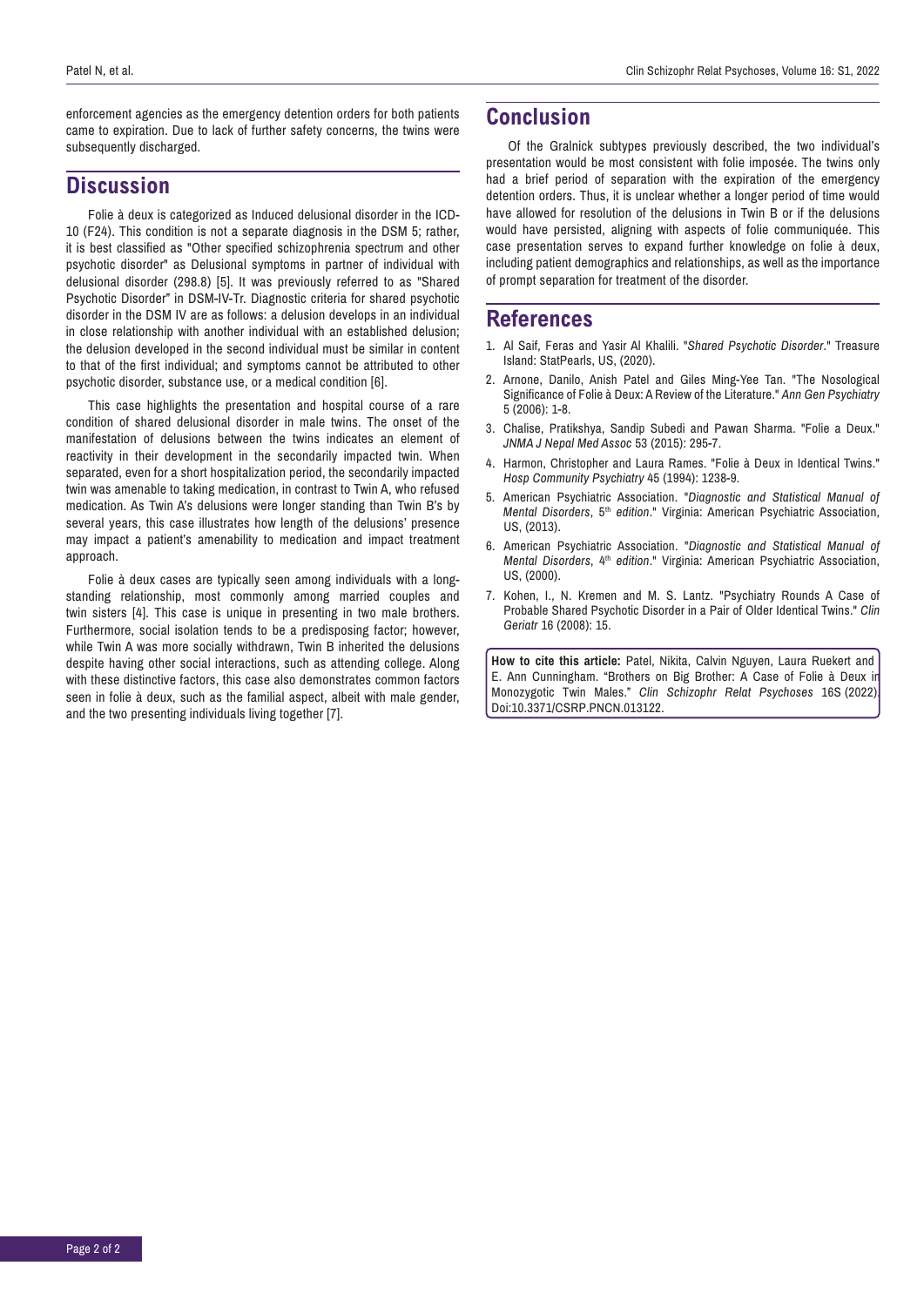enforcement agencies as the emergency detention orders for both patients came to expiration. Due to lack of further safety concerns, the twins were subsequently discharged.

## Discussion

Folie à deux is categorized as Induced delusional disorder in the ICD-10 (F24). This condition is not a separate diagnosis in the DSM 5; rather, it is best classified as "Other specified schizophrenia spectrum and other psychotic disorder" as Delusional symptoms in partner of individual with delusional disorder (298.8) [5]. It was previously referred to as "Shared Psychotic Disorder" in DSM-IV-Tr. Diagnostic criteria for shared psychotic disorder in the DSM IV are as follows: a delusion develops in an individual in close relationship with another individual with an established delusion; the delusion developed in the second individual must be similar in content to that of the first individual; and symptoms cannot be attributed to other psychotic disorder, substance use, or a medical condition [6].

This case highlights the presentation and hospital course of a rare condition of shared delusional disorder in male twins. The onset of the manifestation of delusions between the twins indicates an element of reactivity in their development in the secondarily impacted twin. When separated, even for a short hospitalization period, the secondarily impacted twin was amenable to taking medication, in contrast to Twin A, who refused medication. As Twin A's delusions were longer standing than Twin B's by several years, this case illustrates how length of the delusions' presence may impact a patient's amenability to medication and impact treatment approach.

Folie à deux cases are typically seen among individuals with a long-standing relationship, most commonly among married couples and twin sisters [4]. This case is unique in presenting in two male brothers. Furthermore, social isolation tends to be a predisposing factor; however, while Twin A was more socially withdrawn, Twin B inherited the delusions despite having other social interactions, such as attending college. Along with these distinctive factors, this case also demonstrates common factors seen in folie à deux, such as the familial aspect, albeit with male gender, and the two presenting individuals living together [7].

## Conclusion

Of the Gralnick subtypes previously described, the two individual's presentation would be most consistent with folie imposée. The twins only had a brief period of separation with the expiration of the emergency detention orders. Thus, it is unclear whether a longer period of time would have allowed for resolution of the delusions in Twin B or if the delusions would have persisted, aligning with aspects of folie communiquée. This case presentation serves to expand further knowledge on folie à deux, including patient demographics and relationships, as well as the importance of prompt separation for treatment of the disorder.

## References

1. Al Saif, Feras and Yasir Al Khalili. "*Shared Psychotic Disorder*." Treasure Island: StatPearls, US, (2020).
2. Arnone, Danilo, Anish Patel and Giles Ming-Yee Tan. "The Nosological Significance of Folie à Deux: A Review of the Literature." *Ann Gen Psychiatry* 5 (2006): 1-8.
3. Chalise, Pratikshya, Sandip Subedi and Pawan Sharma. "Folie a Deux." *JNMA J Nepal Med Assoc* 53 (2015): 295-7.
4. Harmon, Christopher and Laura Rames. "Folie à Deux in Identical Twins." *Hosp Community Psychiatry* 45 (1994): 1238-9.
5. American Psychiatric Association. "*Diagnostic and Statistical Manual of Mental Disorders*, 5th *edition*." Virginia: American Psychiatric Association, US, (2013).
6. American Psychiatric Association. "*Diagnostic and Statistical Manual of Mental Disorders*, 4th *edition*." Virginia: American Psychiatric Association, US, (2000).
7. Kohen, I., N. Kremen and M. S. Lantz. "Psychiatry Rounds A Case of Probable Shared Psychotic Disorder in a Pair of Older Identical Twins." *Clin Geriatr* 16 (2008): 15.

**How to cite this article:** Patel, Nikita, Calvin Nguyen, Laura Ruekert and E. Ann Cunningham. "Brothers on Big Brother: A Case of Folie à Deux in Monozygotic Twin Males." *Clin Schizophr Relat Psychoses* 16S (2022). Doi:10.3371/CSRP.PNCN.013122.